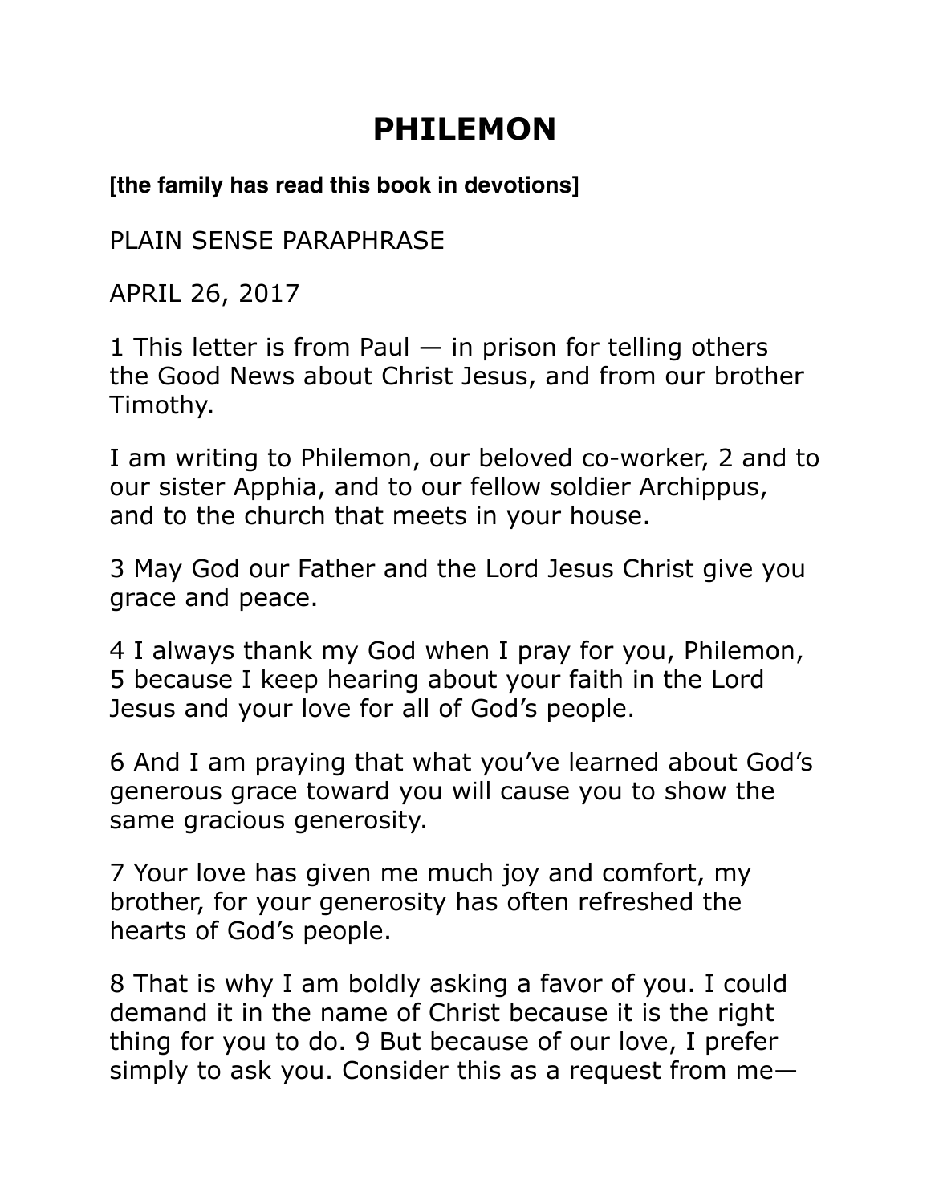# PHILEMON

**[the family has read this book in devotions]**

PLAIN SENSE PARAPHRASE

APRIL 26, 2017

1 This letter is from Paul — in prison for telling others the Good News about Christ Jesus, and from our brother Timothy.

I am writing to Philemon, our beloved co-worker, 2 and to our sister Apphia, and to our fellow soldier Archippus, and to the church that meets in your house.

3 May God our Father and the Lord Jesus Christ give you grace and peace.

4 I always thank my God when I pray for you, Philemon, 5 because I keep hearing about your faith in the Lord Jesus and your love for all of God's people.

6 And I am praying that what you've learned about God's generous grace toward you will cause you to show the same gracious generosity.

7 Your love has given me much joy and comfort, my brother, for your generosity has often refreshed the hearts of God's people.

8 That is why I am boldly asking a favor of you. I could demand it in the name of Christ because it is the right thing for you to do. 9 But because of our love, I prefer simply to ask you. Consider this as a request from me—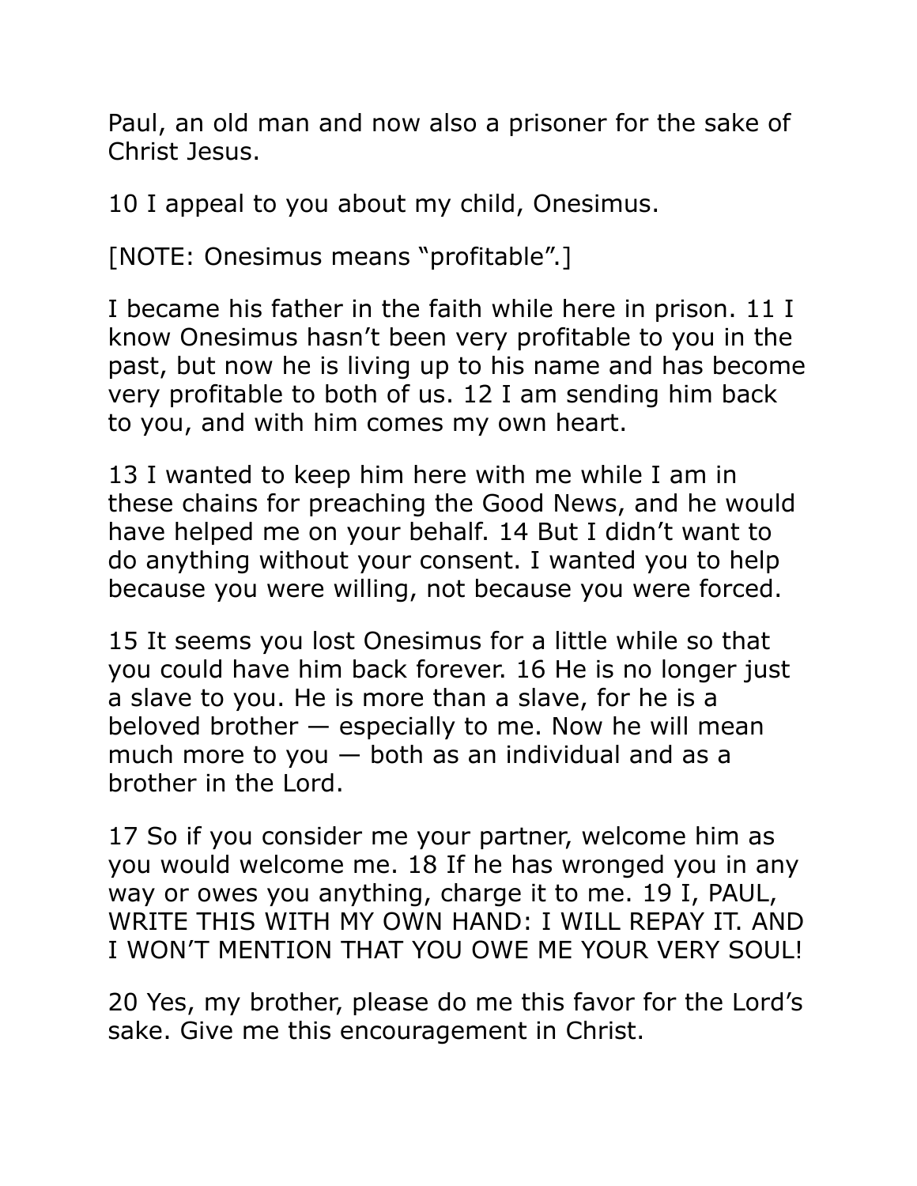Paul, an old man and now also a prisoner for the sake of Christ Jesus.

10 I appeal to you about my child, Onesimus.

[NOTE: Onesimus means “profitable”.]

I became his father in the faith while here in prison. 11 I know Onesimus hasn’t been very profitable to you in the past, but now he is living up to his name and has become very profitable to both of us. 12 I am sending him back to you, and with him comes my own heart.

13 I wanted to keep him here with me while I am in these chains for preaching the Good News, and he would have helped me on your behalf. 14 But I didn’t want to do anything without your consent. I wanted you to help because you were willing, not because you were forced.

15 It seems you lost Onesimus for a little while so that you could have him back forever. 16 He is no longer just a slave to you. He is more than a slave, for he is a beloved brother — especially to me. Now he will mean much more to you — both as an individual and as a brother in the Lord.

17 So if you consider me your partner, welcome him as you would welcome me. 18 If he has wronged you in any way or owes you anything, charge it to me. 19 I, PAUL, WRITE THIS WITH MY OWN HAND: I WILL REPAY IT. AND I WON’T MENTION THAT YOU OWE ME YOUR VERY SOUL!

20 Yes, my brother, please do me this favor for the Lord’s sake. Give me this encouragement in Christ.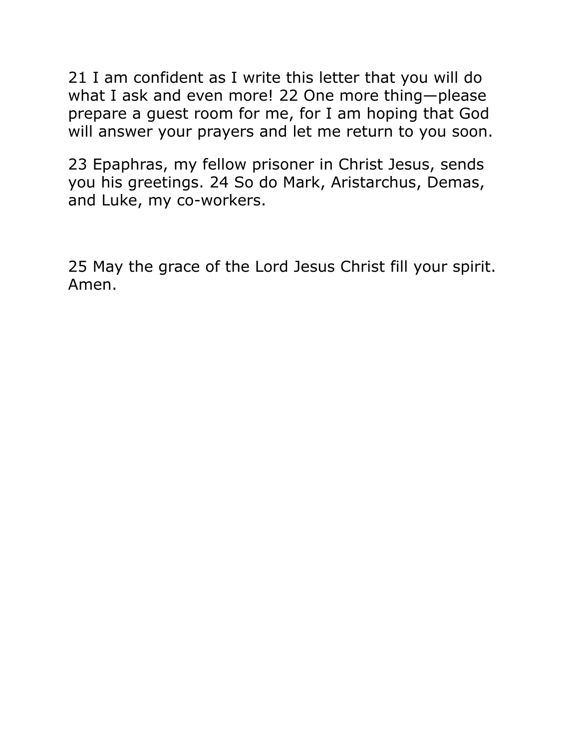21 I am confident as I write this letter that you will do what I ask and even more! 22 One more thing—please prepare a guest room for me, for I am hoping that God will answer your prayers and let me return to you soon.

23 Epaphras, my fellow prisoner in Christ Jesus, sends you his greetings. 24 So do Mark, Aristarchus, Demas, and Luke, my co-workers.

25 May the grace of the Lord Jesus Christ fill your spirit. Amen.